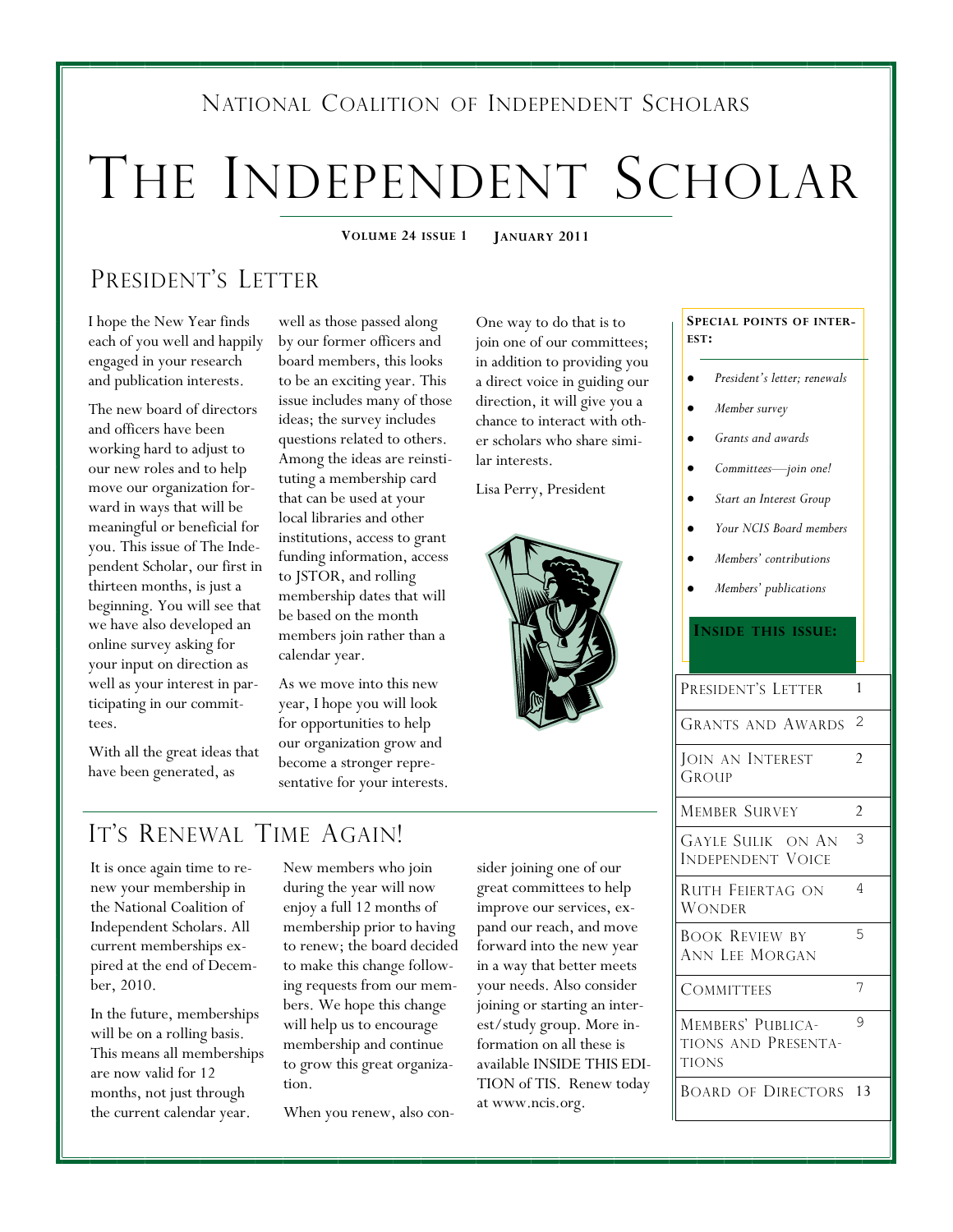NATIONAL COALITION OF INDEPENDENT SCHOLARS

# THE INDEPENDENT SCHOLAR

**VOLUME 24 ISSUE 1** **JANUARY 2011**

## PRESIDENT'S LETTER

I hope the New Year finds each of you well and happily engaged in your research and publication interests.

The new board of directors and officers have been working hard to adjust to our new roles and to help move our organization forward in ways that will be meaningful or beneficial for you. This issue of The Independent Scholar, our first in thirteen months, is just a beginning. You will see that we have also developed an online survey asking for your input on direction as well as your interest in participating in our committees.

With all the great ideas that have been generated, as well as those passed along by our former officers and board members, this looks to be an exciting year. This issue includes many of those ideas; the survey includes questions related to others. Among the ideas are reinstituting a membership card that can be used at your local libraries and other institutions, access to grant funding information, access to JSTOR, and rolling membership dates that will be based on the month members join rather than a calendar year.

As we move into this new year, I hope you will look for opportunities to help our organization grow and become a stronger representative for your interests. One way to do that is to join one of our committees; in addition to providing you a direct voice in guiding our direction, it will give you a chance to interact with other scholars who share similar interests.

Lisa Perry, President

**SPECIAL POINTS OF INTEREST:**

- *President's letter; renewals*
- *Member survey*
- *Grants and awards*
- *Committees—join one!*
- *Start an Interest Group*
- *Your NCIS Board members*
- *Members' contributions*
- *Members' publications*

**INSIDE THIS ISSUE:**

| | |
|---|---|
| PRESIDENT'S LETTER | 1 |
| GRANTS AND AWARDS | 2 |
| JOIN AN INTEREST GROUP | 2 |
| MEMBER SURVEY | 2 |
| GAYLE SULIK ON AN INDEPENDENT VOICE | 3 |
| RUTH FEIERTAG ON WONDER | 4 |
| BOOK REVIEW BY ANN LEE MORGAN | 5 |
| COMMITTEES | 7 |
| MEMBERS' PUBLICATIONS AND PRESENTATIONS | 9 |
| BOARD OF DIRECTORS | 13 |

## IT'S RENEWAL TIME AGAIN!

It is once again time to renew your membership in the National Coalition of Independent Scholars. All current memberships expired at the end of December, 2010.

In the future, memberships will be on a rolling basis. This means all memberships are now valid for 12 months, not just through the current calendar year.

New members who join during the year will now enjoy a full 12 months of membership prior to having to renew; the board decided to make this change following requests from our members. We hope this change will help us to encourage membership and continue to grow this great organization.

When you renew, also consider joining one of our great committees to help improve our services, expand our reach, and move forward into the new year in a way that better meets your needs. Also consider joining or starting an interest/study group. More information on all these is available INSIDE THIS EDITION of TIS. Renew today at www.ncis.org.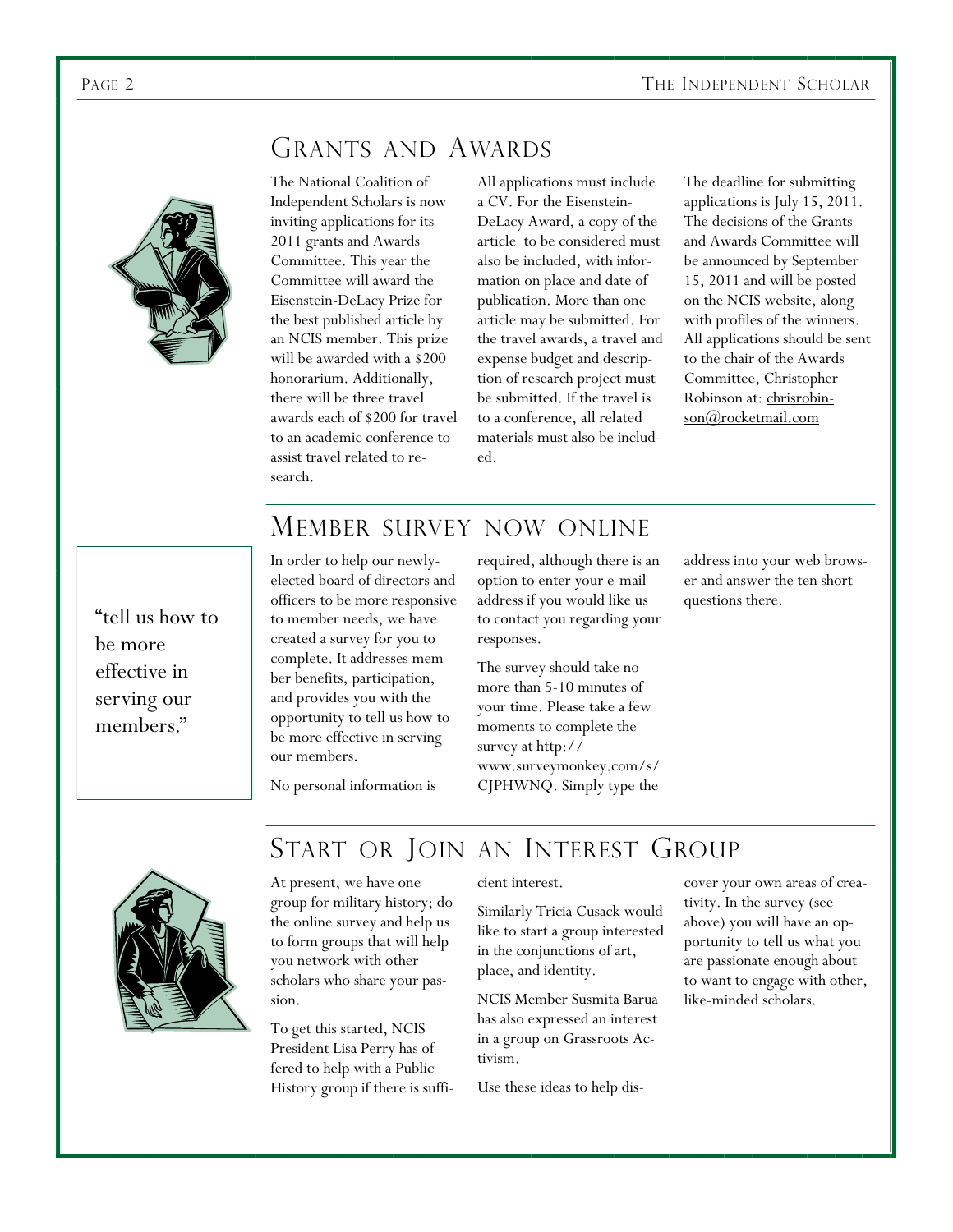## Grants and Awards

The National Coalition of Independent Scholars is now inviting applications for its 2011 grants and Awards Committee. This year the Committee will award the Eisenstein-DeLacy Prize for the best published article by an NCIS member. This prize will be awarded with a $200 honorarium. Additionally, there will be three travel awards each of $200 for travel to an academic conference to assist travel related to research.

All applications must include a CV. For the Eisenstein-DeLacy Award, a copy of the article to be considered must also be included, with information on place and date of publication. More than one article may be submitted. For the travel awards, a travel and expense budget and description of research project must be submitted. If the travel is to a conference, all related materials must also be included.

The deadline for submitting applications is July 15, 2011. The decisions of the Grants and Awards Committee will be announced by September 15, 2011 and will be posted on the NCIS website, along with profiles of the winners. All applications should be sent to the chair of the Awards Committee, Christopher Robinson at: chrisrobinson@rocketmail.com

## Member survey now online

"tell us how to be more effective in serving our members."

In order to help our newly-elected board of directors and officers to be more responsive to member needs, we have created a survey for you to complete. It addresses member benefits, participation, and provides you with the opportunity to tell us how to be more effective in serving our members.

No personal information is required, although there is an option to enter your e-mail address if you would like us to contact you regarding your responses.

The survey should take no more than 5-10 minutes of your time. Please take a few moments to complete the survey at http://www.surveymonkey.com/s/CJPHWNQ. Simply type the address into your web browser and answer the ten short questions there.

## Start or Join an Interest Group

At present, we have one group for military history; do the online survey and help us to form groups that will help you network with other scholars who share your passion.

To get this started, NCIS President Lisa Perry has offered to help with a Public History group if there is sufficient interest.

Similarly Tricia Cusack would like to start a group interested in the conjunctions of art, place, and identity.

NCIS Member Susmita Barua has also expressed an interest in a group on Grassroots Activism.

Use these ideas to help discover your own areas of creativity. In the survey (see above) you will have an opportunity to tell us what you are passionate enough about to want to engage with other, like-minded scholars.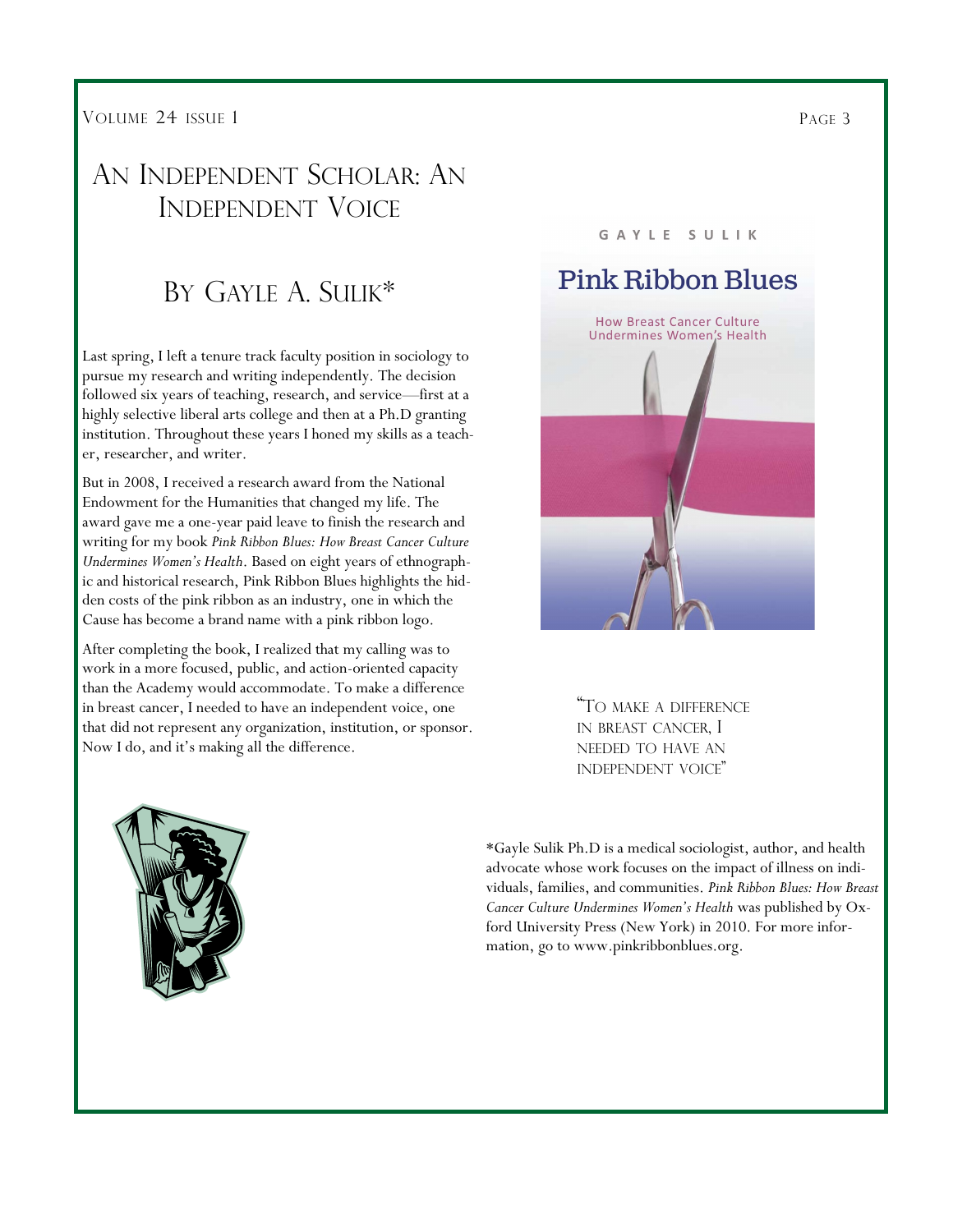# An Independent Scholar: An Independent Voice

## By Gayle A. Sulik*

Last spring, I left a tenure track faculty position in sociology to pursue my research and writing independently. The decision followed six years of teaching, research, and service—first at a highly selective liberal arts college and then at a Ph.D granting institution. Throughout these years I honed my skills as a teacher, researcher, and writer.

But in 2008, I received a research award from the National Endowment for the Humanities that changed my life. The award gave me a one-year paid leave to finish the research and writing for my book *Pink Ribbon Blues: How Breast Cancer Culture Undermines Women's Health*. Based on eight years of ethnographic and historical research, Pink Ribbon Blues highlights the hidden costs of the pink ribbon as an industry, one in which the Cause has become a brand name with a pink ribbon logo.

After completing the book, I realized that my calling was to work in a more focused, public, and action-oriented capacity than the Academy would accommodate. To make a difference in breast cancer, I needed to have an independent voice, one that did not represent any organization, institution, or sponsor. Now I do, and it's making all the difference.

> "To make a difference in breast cancer, I needed to have an independent voice"

*Gayle Sulik Ph.D is a medical sociologist, author, and health advocate whose work focuses on the impact of illness on individuals, families, and communities. *Pink Ribbon Blues: How Breast Cancer Culture Undermines Women's Health* was published by Oxford University Press (New York) in 2010. For more information, go to www.pinkribbonblues.org.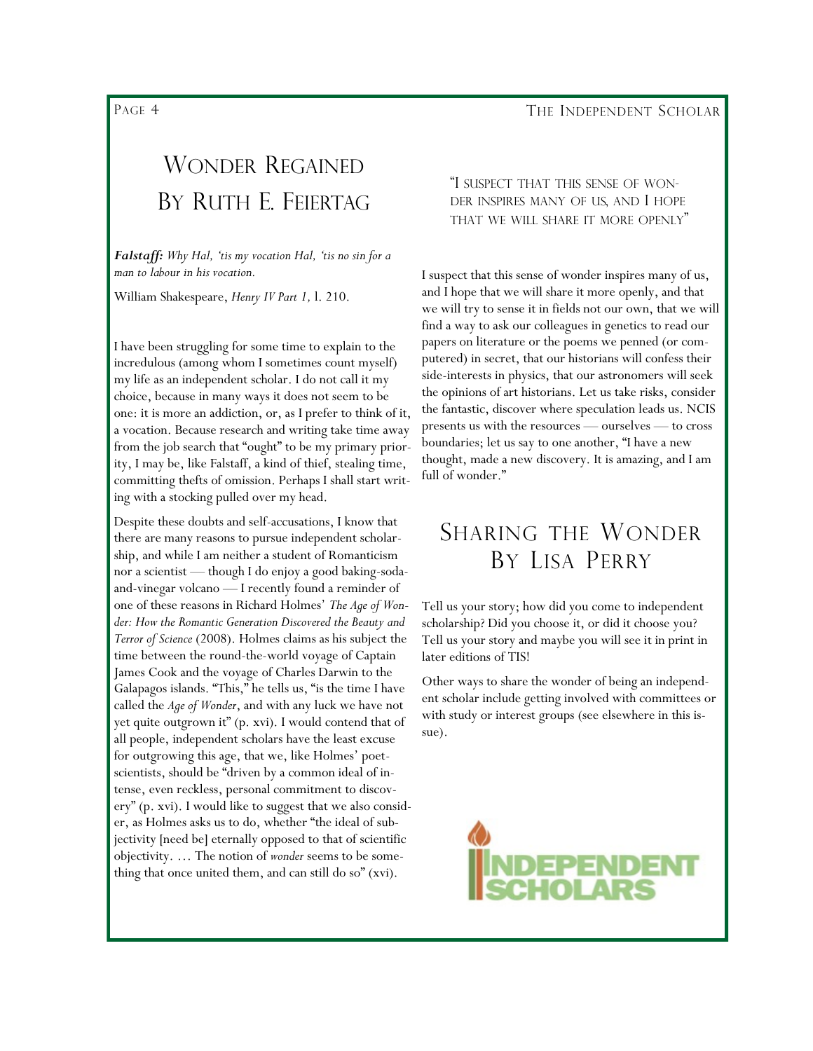# Wonder Regained
## By Ruth E. Feiertag

***Falstaff:*** *Why Hal, 'tis my vocation Hal, 'tis no sin for a man to labour in his vocation.*

William Shakespeare, *Henry IV Part 1,* l. 210.

I have been struggling for some time to explain to the incredulous (among whom I sometimes count myself) my life as an independent scholar. I do not call it my choice, because in many ways it does not seem to be one: it is more an addiction, or, as I prefer to think of it, a vocation. Because research and writing take time away from the job search that "ought" to be my primary priority, I may be, like Falstaff, a kind of thief, stealing time, committing thefts of omission. Perhaps I shall start writing with a stocking pulled over my head.

Despite these doubts and self-accusations, I know that there are many reasons to pursue independent scholarship, and while I am neither a student of Romanticism nor a scientist — though I do enjoy a good baking-soda-and-vinegar volcano — I recently found a reminder of one of these reasons in Richard Holmes' *The Age of Wonder: How the Romantic Generation Discovered the Beauty and Terror of Science* (2008). Holmes claims as his subject the time between the round-the-world voyage of Captain James Cook and the voyage of Charles Darwin to the Galapagos islands. "This," he tells us, "is the time I have called the *Age of Wonder*, and with any luck we have not yet quite outgrown it" (p. xvi). I would contend that of all people, independent scholars have the least excuse for outgrowing this age, that we, like Holmes' poet-scientists, should be "driven by a common ideal of intense, even reckless, personal commitment to discovery" (p. xvi). I would like to suggest that we also consider, as Holmes asks us to do, whether "the ideal of subjectivity [need be] eternally opposed to that of scientific objectivity. … The notion of *wonder* seems to be something that once united them, and can still do so" (xvi).

"I suspect that this sense of wonder inspires many of us, and I hope that we will share it more openly"

I suspect that this sense of wonder inspires many of us, and I hope that we will share it more openly, and that we will try to sense it in fields not our own, that we will find a way to ask our colleagues in genetics to read our papers on literature or the poems we penned (or computered) in secret, that our historians will confess their side-interests in physics, that our astronomers will seek the opinions of art historians. Let us take risks, consider the fantastic, discover where speculation leads us. NCIS presents us with the resources — ourselves — to cross boundaries; let us say to one another, "I have a new thought, made a new discovery. It is amazing, and I am full of wonder."

# Sharing the Wonder
## By Lisa Perry

Tell us your story; how did you come to independent scholarship? Did you choose it, or did it choose you? Tell us your story and maybe you will see it in print in later editions of TIS!

Other ways to share the wonder of being an independent scholar include getting involved with committees or with study or interest groups (see elsewhere in this issue).

INDEPENDENT SCHOLARS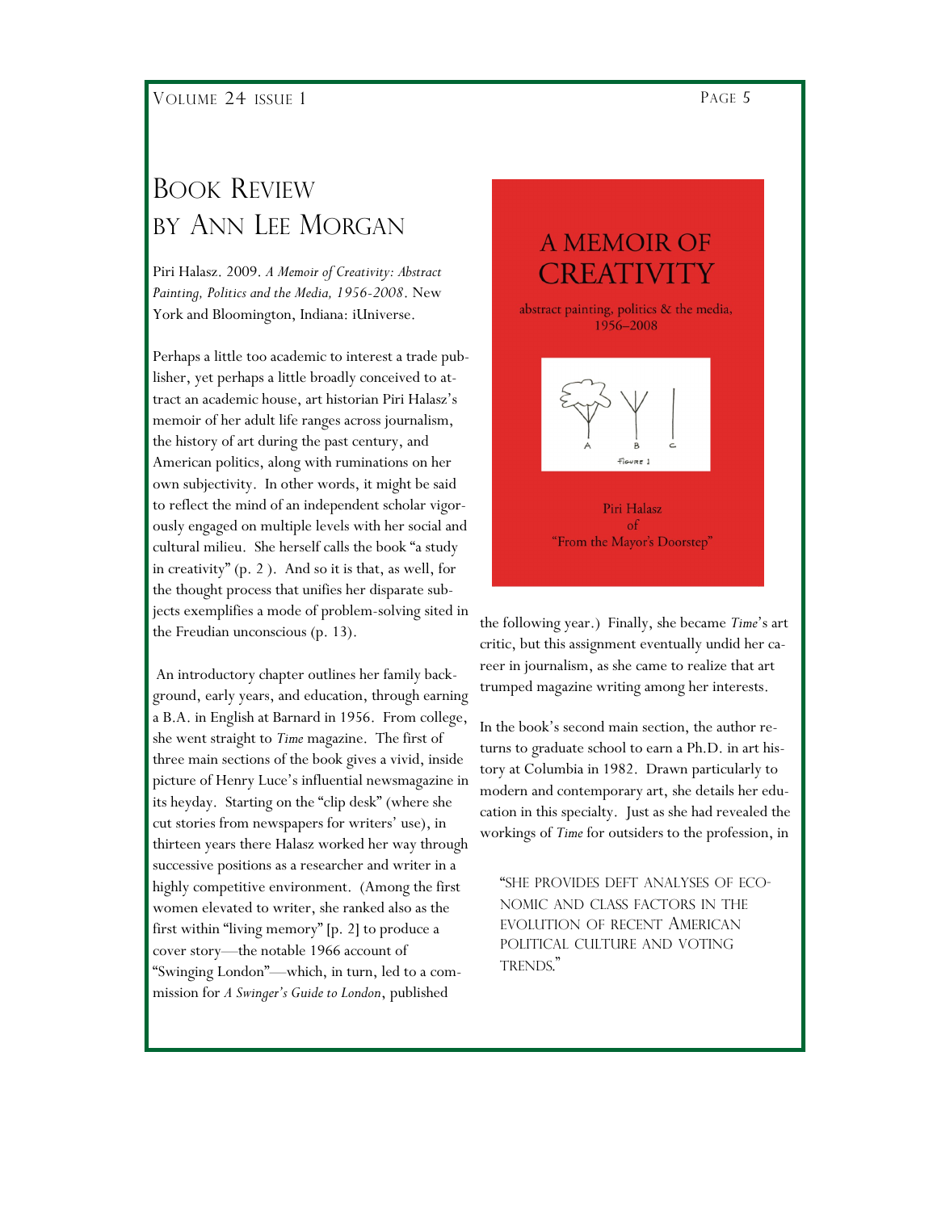# Book Review by Ann Lee Morgan

Piri Halasz. 2009. *A Memoir of Creativity: Abstract Painting, Politics and the Media, 1956-2008*. New York and Bloomington, Indiana: iUniverse.

Perhaps a little too academic to interest a trade publisher, yet perhaps a little broadly conceived to attract an academic house, art historian Piri Halasz's memoir of her adult life ranges across journalism, the history of art during the past century, and American politics, along with ruminations on her own subjectivity. In other words, it might be said to reflect the mind of an independent scholar vigorously engaged on multiple levels with her social and cultural milieu. She herself calls the book "a study in creativity" (p. 2 ). And so it is that, as well, for the thought process that unifies her disparate subjects exemplifies a mode of problem-solving sited in the Freudian unconscious (p. 13).

An introductory chapter outlines her family background, early years, and education, through earning a B.A. in English at Barnard in 1956. From college, she went straight to *Time* magazine. The first of three main sections of the book gives a vivid, inside picture of Henry Luce's influential newsmagazine in its heyday. Starting on the "clip desk" (where she cut stories from newspapers for writers' use), in thirteen years there Halasz worked her way through successive positions as a researcher and writer in a highly competitive environment. (Among the first women elevated to writer, she ranked also as the first within "living memory" [p. 2] to produce a cover story—the notable 1966 account of "Swinging London"—which, in turn, led to a commission for *A Swinger's Guide to London*, published the following year.) Finally, she became *Time*'s art critic, but this assignment eventually undid her career in journalism, as she came to realize that art trumped magazine writing among her interests.

In the book's second main section, the author returns to graduate school to earn a Ph.D. in art history at Columbia in 1982. Drawn particularly to modern and contemporary art, she details her education in this specialty. Just as she had revealed the workings of *Time* for outsiders to the profession, in

> "She provides deft analyses of economic and class factors in the evolution of recent American political culture and voting trends."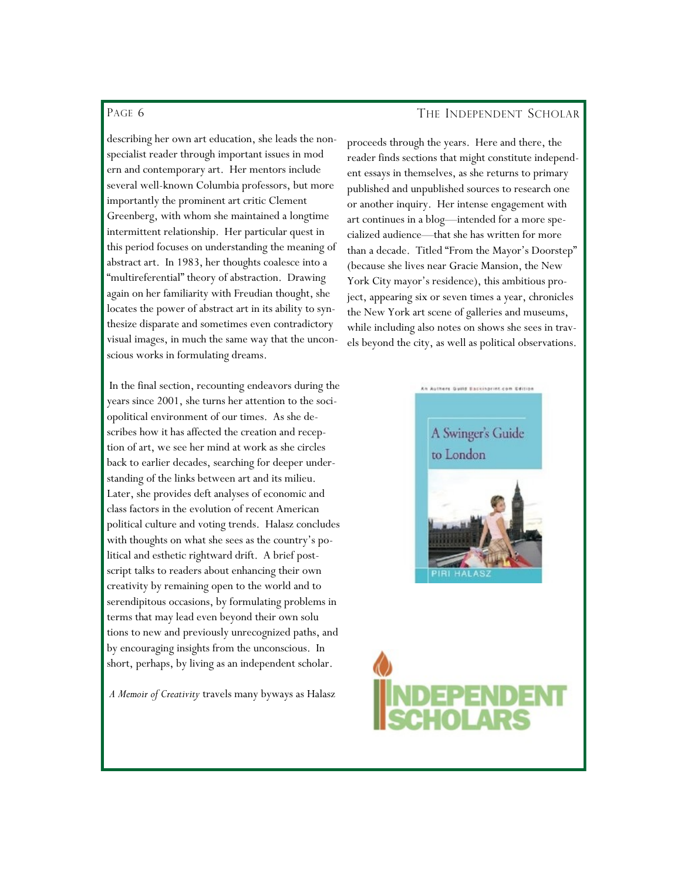describing her own art education, she leads the non-specialist reader through important issues in modern and contemporary art. Her mentors include several well-known Columbia professors, but more importantly the prominent art critic Clement Greenberg, with whom she maintained a longtime intermittent relationship. Her particular quest in this period focuses on understanding the meaning of abstract art. In 1983, her thoughts coalesce into a "multireferential" theory of abstraction. Drawing again on her familiarity with Freudian thought, she locates the power of abstract art in its ability to synthesize disparate and sometimes even contradictory visual images, in much the same way that the unconscious works in formulating dreams.

In the final section, recounting endeavors during the years since 2001, she turns her attention to the sociopolitical environment of our times. As she describes how it has affected the creation and reception of art, we see her mind at work as she circles back to earlier decades, searching for deeper understanding of the links between art and its milieu. Later, she provides deft analyses of economic and class factors in the evolution of recent American political culture and voting trends. Halasz concludes with thoughts on what she sees as the country's political and esthetic rightward drift. A brief postscript talks to readers about enhancing their own creativity by remaining open to the world and to serendipitous occasions, by formulating problems in terms that may lead even beyond their own solutions to new and previously unrecognized paths, and by encouraging insights from the unconscious. In short, perhaps, by living as an independent scholar.

*A Memoir of Creativity* travels many byways as Halasz proceeds through the years. Here and there, the reader finds sections that might constitute independent essays in themselves, as she returns to primary published and unpublished sources to research one or another inquiry. Her intense engagement with art continues in a blog—intended for a more specialized audience—that she has written for more than a decade. Titled "From the Mayor's Doorstep" (because she lives near Gracie Mansion, the New York City mayor's residence), this ambitious project, appearing six or seven times a year, chronicles the New York art scene of galleries and museums, while including also notes on shows she sees in travels beyond the city, as well as political observations.

An Authors Guild Backinprint.com Edition

A Swinger's Guide to London

PIRI HALASZ

INDEPENDENT SCHOLARS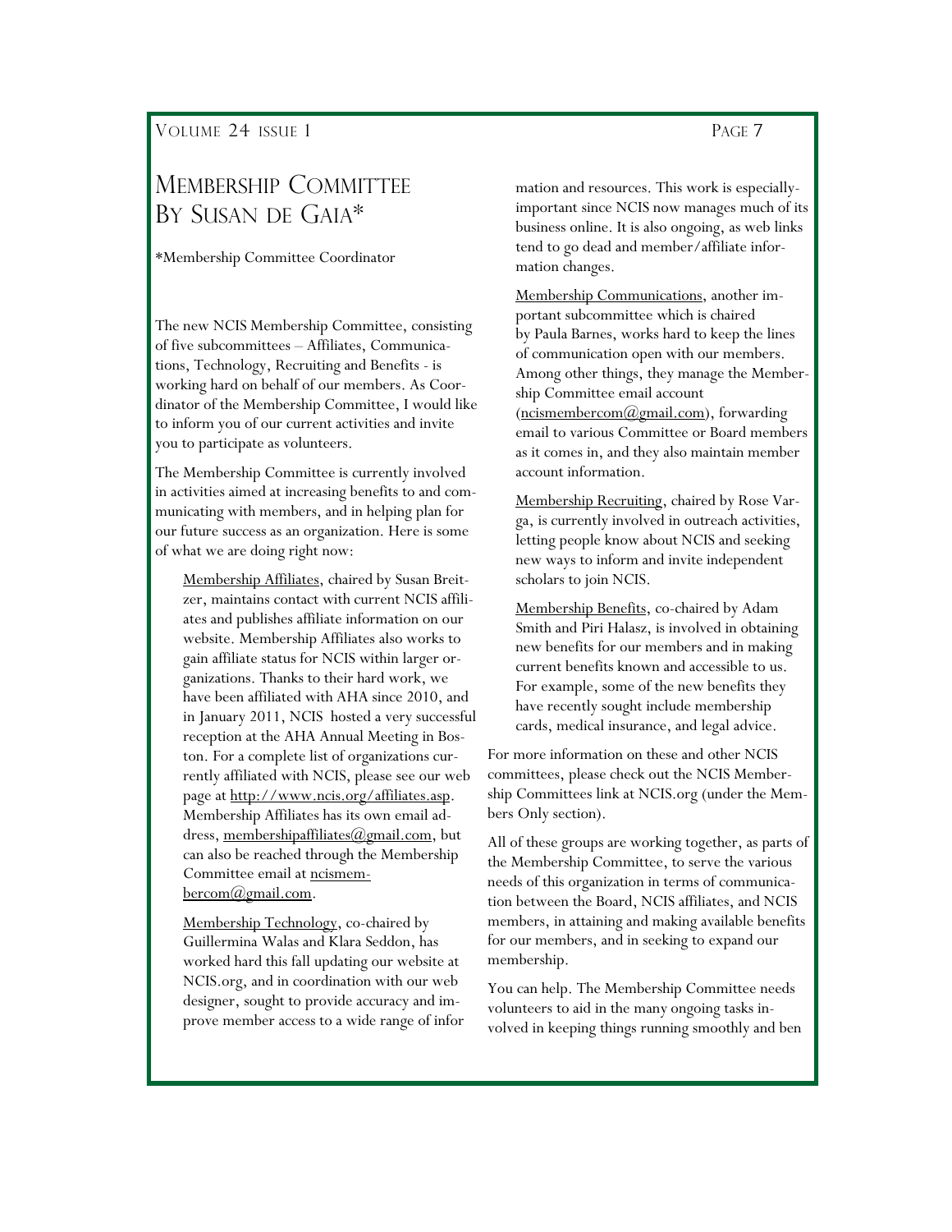# Membership Committee By Susan de Gaia*

*Membership Committee Coordinator

The new NCIS Membership Committee, consisting of five subcommittees – Affiliates, Communications, Technology, Recruiting and Benefits - is working hard on behalf of our members. As Coordinator of the Membership Committee, I would like to inform you of our current activities and invite you to participate as volunteers.

The Membership Committee is currently involved in activities aimed at increasing benefits to and communicating with members, and in helping plan for our future success as an organization. Here is some of what we are doing right now:

Membership Affiliates, chaired by Susan Breitzer, maintains contact with current NCIS affiliates and publishes affiliate information on our website. Membership Affiliates also works to gain affiliate status for NCIS within larger organizations. Thanks to their hard work, we have been affiliated with AHA since 2010, and in January 2011, NCIS hosted a very successful reception at the AHA Annual Meeting in Boston. For a complete list of organizations currently affiliated with NCIS, please see our web page at http://www.ncis.org/affiliates.asp. Membership Affiliates has its own email address, membershipaffiliates@gmail.com, but can also be reached through the Membership Committee email at ncismembercom@gmail.com.

Membership Technology, co-chaired by Guillermina Walas and Klara Seddon, has worked hard this fall updating our website at NCIS.org, and in coordination with our web designer, sought to provide accuracy and improve member access to a wide range of information and resources. This work is especially-important since NCIS now manages much of its business online. It is also ongoing, as web links tend to go dead and member/affiliate information changes.

Membership Communications, another important subcommittee which is chaired by Paula Barnes, works hard to keep the lines of communication open with our members. Among other things, they manage the Membership Committee email account (ncismembercom@gmail.com), forwarding email to various Committee or Board members as it comes in, and they also maintain member account information.

Membership Recruiting, chaired by Rose Varga, is currently involved in outreach activities, letting people know about NCIS and seeking new ways to inform and invite independent scholars to join NCIS.

Membership Benefits, co-chaired by Adam Smith and Piri Halasz, is involved in obtaining new benefits for our members and in making current benefits known and accessible to us. For example, some of the new benefits they have recently sought include membership cards, medical insurance, and legal advice.

For more information on these and other NCIS committees, please check out the NCIS Membership Committees link at NCIS.org (under the Members Only section).

All of these groups are working together, as parts of the Membership Committee, to serve the various needs of this organization in terms of communication between the Board, NCIS affiliates, and NCIS members, in attaining and making available benefits for our members, and in seeking to expand our membership.

You can help. The Membership Committee needs volunteers to aid in the many ongoing tasks involved in keeping things running smoothly and ben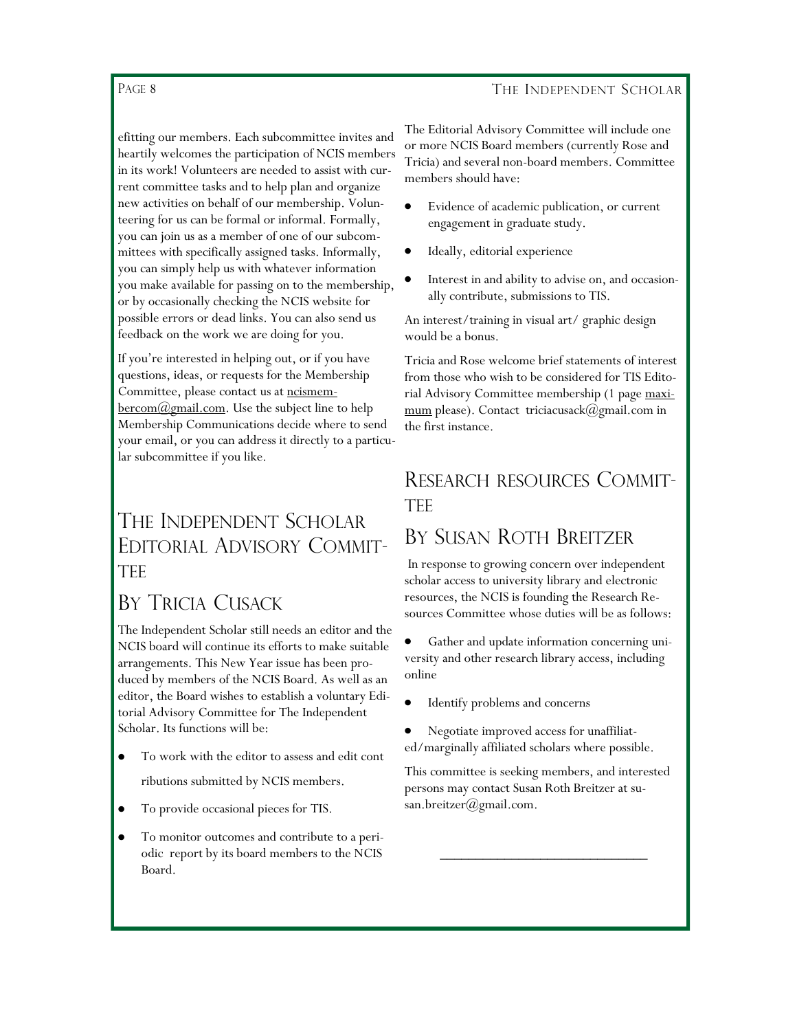efitting our members. Each subcommittee invites and heartily welcomes the participation of NCIS members in its work! Volunteers are needed to assist with current committee tasks and to help plan and organize new activities on behalf of our membership. Volunteering for us can be formal or informal. Formally, you can join us as a member of one of our subcommittees with specifically assigned tasks. Informally, you can simply help us with whatever information you make available for passing on to the membership, or by occasionally checking the NCIS website for possible errors or dead links. You can also send us feedback on the work we are doing for you.

If you're interested in helping out, or if you have questions, ideas, or requests for the Membership Committee, please contact us at ncismembercom@gmail.com. Use the subject line to help Membership Communications decide where to send your email, or you can address it directly to a particular subcommittee if you like.

## The Independent Scholar Editorial Advisory Committee

## By Tricia Cusack

The Independent Scholar still needs an editor and the NCIS board will continue its efforts to make suitable arrangements. This New Year issue has been produced by members of the NCIS Board. As well as an editor, the Board wishes to establish a voluntary Editorial Advisory Committee for The Independent Scholar. Its functions will be:

- To work with the editor to assess and edit contributions submitted by NCIS members.
- To provide occasional pieces for TIS.
- To monitor outcomes and contribute to a periodic report by its board members to the NCIS Board.

The Editorial Advisory Committee will include one or more NCIS Board members (currently Rose and Tricia) and several non-board members. Committee members should have:

- Evidence of academic publication, or current engagement in graduate study.
- Ideally, editorial experience
- Interest in and ability to advise on, and occasionally contribute, submissions to TIS.

An interest/training in visual art/ graphic design would be a bonus.

Tricia and Rose welcome brief statements of interest from those who wish to be considered for TIS Editorial Advisory Committee membership (1 page maximum please). Contact triciacusack@gmail.com in the first instance.

## Research resources Committee

## By Susan Roth Breitzer

In response to growing concern over independent scholar access to university library and electronic resources, the NCIS is founding the Research Resources Committee whose duties will be as follows:

- Gather and update information concerning university and other research library access, including online
- Identify problems and concerns
- Negotiate improved access for unaffiliated/marginally affiliated scholars where possible.

This committee is seeking members, and interested persons may contact Susan Roth Breitzer at susan.breitzer@gmail.com.

---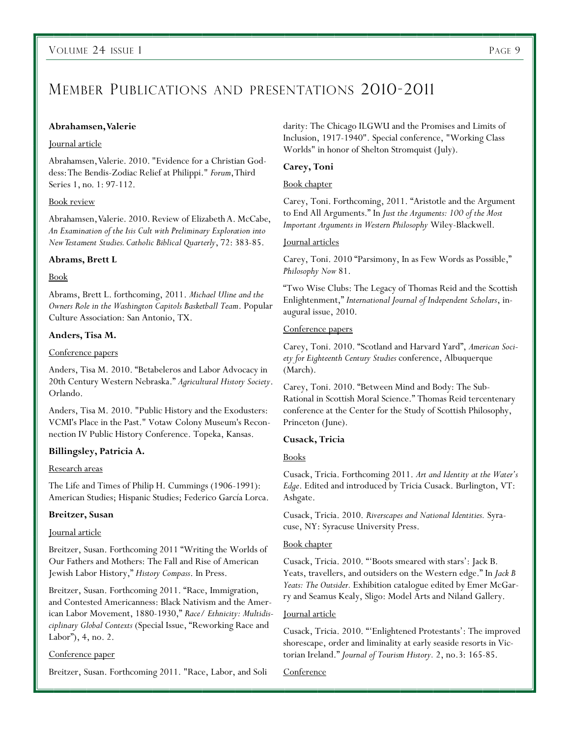# Member Publications and presentations 2010-2011

**Abrahamsen, Valerie**

Journal article

Abrahamsen, Valerie. 2010. "Evidence for a Christian Goddess: The Bendis-Zodiac Relief at Philippi." *Forum*, Third Series 1, no. 1: 97-112.

Book review

Abrahamsen, Valerie. 2010. Review of Elizabeth A. McCabe, *An Examination of the Isis Cult with Preliminary Exploration into New Testament Studies. Catholic Biblical Quarterly*, 72: 383-85.

**Abrams, Brett L**

Book

Abrams, Brett L. forthcoming, 2011. *Michael Uline and the Owners Role in the Washington Capitols Basketball Team*. Popular Culture Association: San Antonio, TX.

**Anders, Tisa M.**

Conference papers

Anders, Tisa M. 2010. "Betabeleros and Labor Advocacy in 20th Century Western Nebraska." *Agricultural History Society*. Orlando.

Anders, Tisa M. 2010. "Public History and the Exodusters: VCMI's Place in the Past." Votaw Colony Museum's Reconnection IV Public History Conference. Topeka, Kansas.

**Billingsley, Patricia A.**

Research areas

The Life and Times of Philip H. Cummings (1906-1991): American Studies; Hispanic Studies; Federico García Lorca.

**Breitzer, Susan**

Journal article

Breitzer, Susan. Forthcoming 2011 "Writing the Worlds of Our Fathers and Mothers: The Fall and Rise of American Jewish Labor History," *History Compass*. In Press.

Breitzer, Susan. Forthcoming 2011. "Race, Immigration, and Contested Americanness: Black Nativism and the American Labor Movement, 1880-1930," *Race/ Ethnicity: Multidisciplinary Global Contexts* (Special Issue, "Reworking Race and Labor"), 4, no. 2.

Conference paper

Breitzer, Susan. Forthcoming 2011. "Race, Labor, and Solidarity: The Chicago ILGWU and the Promises and Limits of Inclusion, 1917-1940". Special conference, "Working Class Worlds" in honor of Shelton Stromquist (July).

**Carey, Toni**

Book chapter

Carey, Toni. Forthcoming, 2011. "Aristotle and the Argument to End All Arguments." In *Just the Arguments: 100 of the Most Important Arguments in Western Philosophy* Wiley-Blackwell.

Journal articles

Carey, Toni. 2010 "Parsimony, In as Few Words as Possible," *Philosophy Now* 81.

"Two Wise Clubs: The Legacy of Thomas Reid and the Scottish Enlightenment," *International Journal of Independent Scholars*, inaugural issue, 2010.

Conference papers

Carey, Toni. 2010. "Scotland and Harvard Yard", *American Society for Eighteenth Century Studies* conference, Albuquerque (March).

Carey, Toni. 2010. "Between Mind and Body: The Sub-Rational in Scottish Moral Science." Thomas Reid tercentenary conference at the Center for the Study of Scottish Philosophy, Princeton (June).

**Cusack, Tricia**

Books

Cusack, Tricia. Forthcoming 2011. *Art and Identity at the Water's Edge*. Edited and introduced by Tricia Cusack. Burlington, VT: Ashgate.

Cusack, Tricia. 2010. *Riverscapes and National Identities.* Syracuse, NY: Syracuse University Press.

Book chapter

Cusack, Tricia. 2010. "'Boots smeared with stars': Jack B. Yeats, travellers, and outsiders on the Western edge." In *Jack B Yeats: The Outsider.* Exhibition catalogue edited by Emer McGarry and Seamus Kealy, Sligo: Model Arts and Niland Gallery.

Journal article

Cusack, Tricia. 2010. "'Enlightened Protestants': The improved shorescape, order and liminality at early seaside resorts in Victorian Ireland." *Journal of Tourism History.* 2, no.3: 165-85.

Conference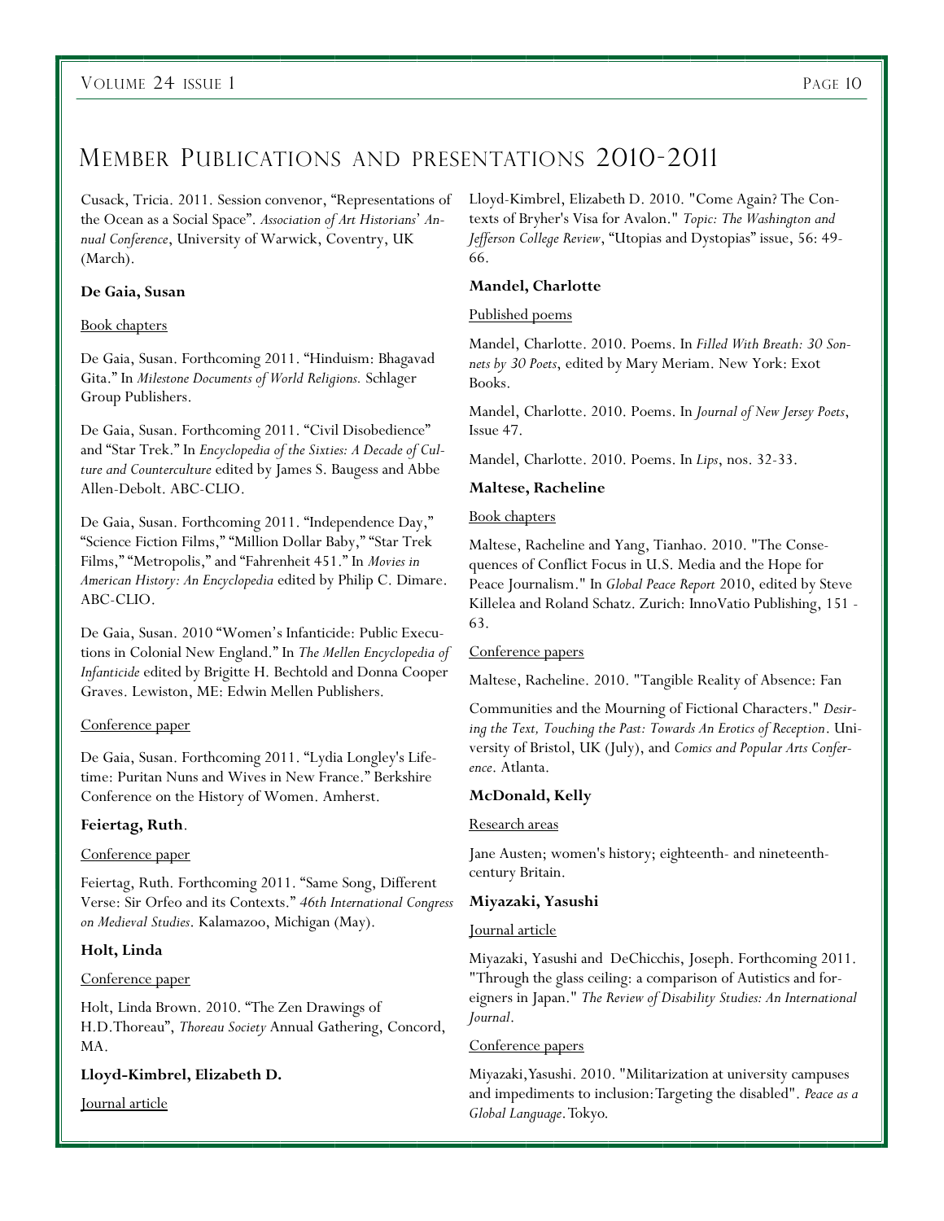# Member Publications and presentations 2010-2011

Cusack, Tricia. 2011. Session convenor, "Representations of the Ocean as a Social Space". *Association of Art Historians' Annual Conference*, University of Warwick, Coventry, UK (March).

**De Gaia, Susan**

Book chapters

De Gaia, Susan. Forthcoming 2011. "Hinduism: Bhagavad Gita." In *Milestone Documents of World Religions.* Schlager Group Publishers.

De Gaia, Susan. Forthcoming 2011. "Civil Disobedience" and "Star Trek." In *Encyclopedia of the Sixties: A Decade of Culture and Counterculture* edited by James S. Baugess and Abbe Allen-Debolt. ABC-CLIO.

De Gaia, Susan. Forthcoming 2011. "Independence Day," "Science Fiction Films," "Million Dollar Baby," "Star Trek Films," "Metropolis," and "Fahrenheit 451." In *Movies in American History: An Encyclopedia* edited by Philip C. Dimare. ABC-CLIO.

De Gaia, Susan. 2010 "Women's Infanticide: Public Executions in Colonial New England." In *The Mellen Encyclopedia of Infanticide* edited by Brigitte H. Bechtold and Donna Cooper Graves. Lewiston, ME: Edwin Mellen Publishers.

Conference paper

De Gaia, Susan. Forthcoming 2011. "Lydia Longley's Lifetime: Puritan Nuns and Wives in New France." Berkshire Conference on the History of Women. Amherst.

**Feiertag, Ruth**.

Conference paper

Feiertag, Ruth. Forthcoming 2011. "Same Song, Different Verse: Sir Orfeo and its Contexts." *46th International Congress on Medieval Studies*. Kalamazoo, Michigan (May).

**Holt, Linda**

Conference paper

Holt, Linda Brown. 2010. "The Zen Drawings of H.D.Thoreau", *Thoreau Society* Annual Gathering, Concord, MA.

**Lloyd-Kimbrel, Elizabeth D.**

Journal article

Lloyd-Kimbrel, Elizabeth D. 2010. "Come Again? The Contexts of Bryher's Visa for Avalon." *Topic: The Washington and Jefferson College Review*, "Utopias and Dystopias" issue, 56: 49-66.

**Mandel, Charlotte**

Published poems

Mandel, Charlotte. 2010. Poems. In *Filled With Breath: 30 Sonnets by 30 Poets*, edited by Mary Meriam. New York: Exot Books.

Mandel, Charlotte. 2010. Poems. In *Journal of New Jersey Poets*, Issue 47.

Mandel, Charlotte. 2010. Poems. In *Lips*, nos. 32-33.

**Maltese, Racheline**

Book chapters

Maltese, Racheline and Yang, Tianhao. 2010. "The Consequences of Conflict Focus in U.S. Media and the Hope for Peace Journalism." In *Global Peace Report* 2010, edited by Steve Killelea and Roland Schatz. Zurich: InnoVatio Publishing, 151 - 63.

Conference papers

Maltese, Racheline. 2010. "Tangible Reality of Absence: Fan Communities and the Mourning of Fictional Characters." *Desiring the Text, Touching the Past: Towards An Erotics of Reception*. University of Bristol, UK (July), and *Comics and Popular Arts Conference*. Atlanta.

**McDonald, Kelly**

Research areas

Jane Austen; women's history; eighteenth- and nineteenth-century Britain.

**Miyazaki, Yasushi**

Journal article

Miyazaki, Yasushi and DeChicchis, Joseph. Forthcoming 2011. "Through the glass ceiling: a comparison of Autistics and foreigners in Japan." *The Review of Disability Studies: An International Journal*.

Conference papers

Miyazaki,Yasushi. 2010. "Militarization at university campuses and impediments to inclusion:Targeting the disabled". *Peace as a Global Language*. Tokyo.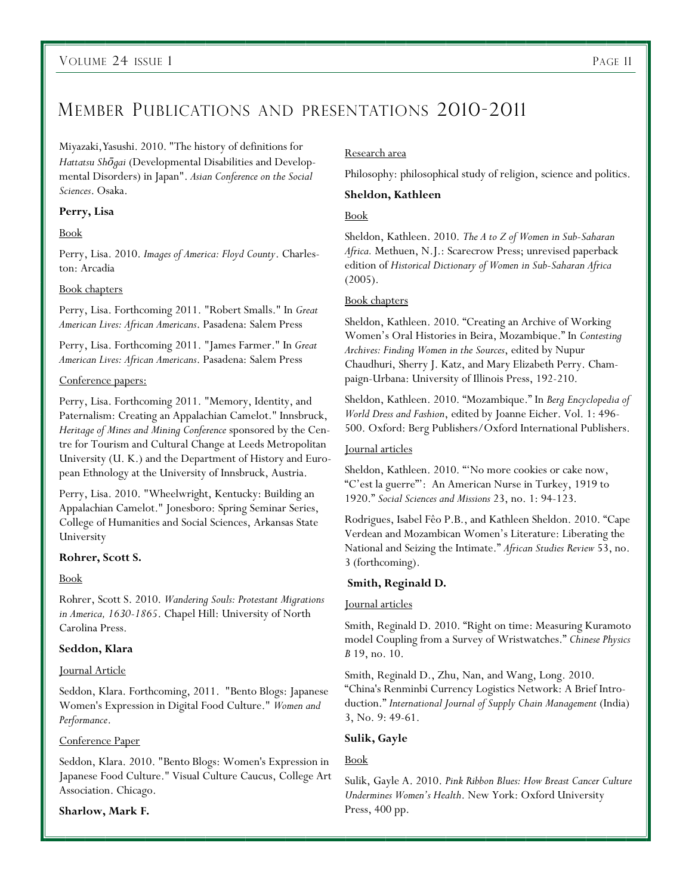# Member Publications and presentations 2010-2011

Miyazaki, Yasushi. 2010. "The history of definitions for *Hattatsu Shōgai* (Developmental Disabilities and Developmental Disorders) in Japan". *Asian Conference on the Social Sciences*. Osaka.

**Perry, Lisa**

Book

Perry, Lisa. 2010. *Images of America: Floyd County*. Charleston: Arcadia

Book chapters

Perry, Lisa. Forthcoming 2011. "Robert Smalls." In *Great American Lives: African Americans*. Pasadena: Salem Press

Perry, Lisa. Forthcoming 2011. "James Farmer." In *Great American Lives: African Americans*. Pasadena: Salem Press

Conference papers:

Perry, Lisa. Forthcoming 2011. "Memory, Identity, and Paternalism: Creating an Appalachian Camelot." Innsbruck, *Heritage of Mines and Mining Conference* sponsored by the Centre for Tourism and Cultural Change at Leeds Metropolitan University (U. K.) and the Department of History and European Ethnology at the University of Innsbruck, Austria.

Perry, Lisa. 2010. "Wheelwright, Kentucky: Building an Appalachian Camelot." Jonesboro: Spring Seminar Series, College of Humanities and Social Sciences, Arkansas State University

**Rohrer, Scott S.**

Book

Rohrer, Scott S. 2010. *Wandering Souls: Protestant Migrations in America, 1630-1865*. Chapel Hill: University of North Carolina Press.

**Seddon, Klara**

Journal Article

Seddon, Klara. Forthcoming, 2011. "Bento Blogs: Japanese Women's Expression in Digital Food Culture." *Women and Performance*.

Conference Paper

Seddon, Klara. 2010. "Bento Blogs: Women's Expression in Japanese Food Culture." Visual Culture Caucus, College Art Association. Chicago.

**Sharlow, Mark F.**

Research area

Philosophy: philosophical study of religion, science and politics.

**Sheldon, Kathleen**

Book

Sheldon, Kathleen. 2010. *The A to Z of Women in Sub-Saharan Africa.* Methuen, N.J.: Scarecrow Press; unrevised paperback edition of *Historical Dictionary of Women in Sub-Saharan Africa* (2005).

Book chapters

Sheldon, Kathleen. 2010. "Creating an Archive of Working Women's Oral Histories in Beira, Mozambique." In *Contesting Archives: Finding Women in the Sources*, edited by Nupur Chaudhuri, Sherry J. Katz, and Mary Elizabeth Perry. Champaign-Urbana: University of Illinois Press, 192-210.

Sheldon, Kathleen. 2010. "Mozambique." In *Berg Encyclopedia of World Dress and Fashion*, edited by Joanne Eicher. Vol. 1: 496-500. Oxford: Berg Publishers/Oxford International Publishers.

Journal articles

Sheldon, Kathleen. 2010. "'No more cookies or cake now, "C'est la guerre"': An American Nurse in Turkey, 1919 to 1920." *Social Sciences and Missions* 23, no. 1: 94-123.

Rodrigues, Isabel Fêo P.B., and Kathleen Sheldon. 2010. "Cape Verdean and Mozambican Women's Literature: Liberating the National and Seizing the Intimate." *African Studies Review* 53, no. 3 (forthcoming).

**Smith, Reginald D.**

Journal articles

Smith, Reginald D. 2010. "Right on time: Measuring Kuramoto model Coupling from a Survey of Wristwatches." *Chinese Physics B* 19, no. 10.

Smith, Reginald D., Zhu, Nan, and Wang, Long. 2010. "China's Renminbi Currency Logistics Network: A Brief Introduction." *International Journal of Supply Chain Management* (India) 3, No. 9: 49-61.

**Sulik, Gayle**

Book

Sulik, Gayle A. 2010. *Pink Ribbon Blues: How Breast Cancer Culture Undermines Women's Health*. New York: Oxford University Press, 400 pp.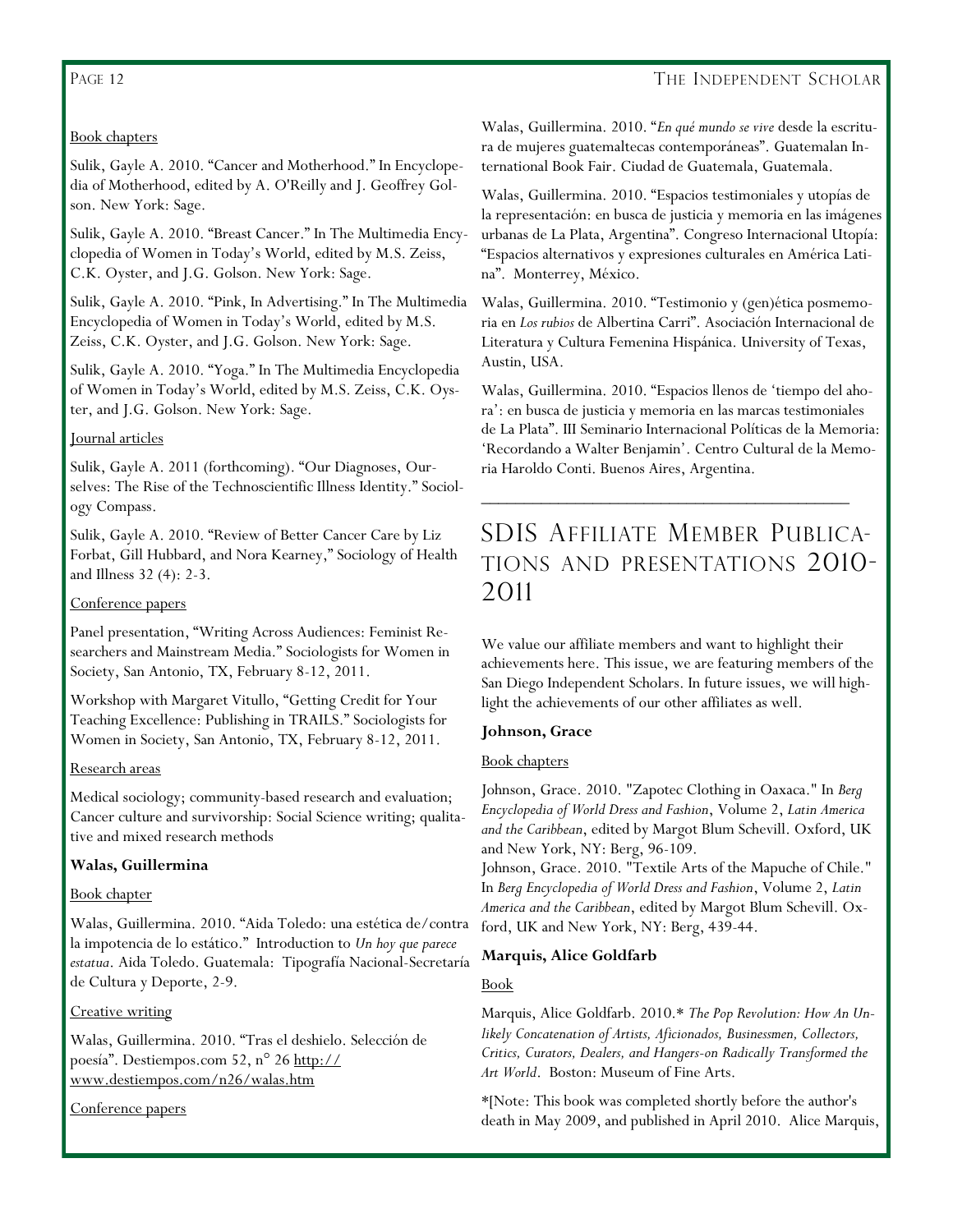Book chapters

Sulik, Gayle A. 2010. "Cancer and Motherhood." In Encyclopedia of Motherhood, edited by A. O'Reilly and J. Geoffrey Golson. New York: Sage.

Sulik, Gayle A. 2010. "Breast Cancer." In The Multimedia Encyclopedia of Women in Today's World, edited by M.S. Zeiss, C.K. Oyster, and J.G. Golson. New York: Sage.

Sulik, Gayle A. 2010. "Pink, In Advertising." In The Multimedia Encyclopedia of Women in Today's World, edited by M.S. Zeiss, C.K. Oyster, and J.G. Golson. New York: Sage.

Sulik, Gayle A. 2010. "Yoga." In The Multimedia Encyclopedia of Women in Today's World, edited by M.S. Zeiss, C.K. Oyster, and J.G. Golson. New York: Sage.

Journal articles

Sulik, Gayle A. 2011 (forthcoming). "Our Diagnoses, Ourselves: The Rise of the Technoscientific Illness Identity." Sociology Compass.

Sulik, Gayle A. 2010. "Review of Better Cancer Care by Liz Forbat, Gill Hubbard, and Nora Kearney," Sociology of Health and Illness 32 (4): 2-3.

Conference papers

Panel presentation, "Writing Across Audiences: Feminist Researchers and Mainstream Media." Sociologists for Women in Society, San Antonio, TX, February 8-12, 2011.

Workshop with Margaret Vitullo, "Getting Credit for Your Teaching Excellence: Publishing in TRAILS." Sociologists for Women in Society, San Antonio, TX, February 8-12, 2011.

Research areas

Medical sociology; community-based research and evaluation; Cancer culture and survivorship: Social Science writing; qualitative and mixed research methods

**Walas, Guillermina**

Book chapter

Walas, Guillermina. 2010. "Aida Toledo: una estética de/contra la impotencia de lo estático." Introduction to *Un hoy que parece estatua*. Aida Toledo. Guatemala: Tipografía Nacional-Secretaría de Cultura y Deporte, 2-9.

Creative writing

Walas, Guillermina. 2010. "Tras el deshielo. Selección de poesía". Destiempos.com 52, n° 26 http://www.destiempos.com/n26/walas.htm

Conference papers

Walas, Guillermina. 2010. "*En qué mundo se vive* desde la escritura de mujeres guatemaltecas contemporáneas". Guatemalan International Book Fair. Ciudad de Guatemala, Guatemala.

Walas, Guillermina. 2010. "Espacios testimoniales y utopías de la representación: en busca de justicia y memoria en las imágenes urbanas de La Plata, Argentina". Congreso Internacional Utopía: "Espacios alternativos y expresiones culturales en América Latina". Monterrey, México.

Walas, Guillermina. 2010. "Testimonio y (gen)ética posmemoria en *Los rubios* de Albertina Carri". Asociación Internacional de Literatura y Cultura Femenina Hispánica. University of Texas, Austin, USA.

Walas, Guillermina. 2010. "Espacios llenos de 'tiempo del ahora': en busca de justicia y memoria en las marcas testimoniales de La Plata". III Seminario Internacional Políticas de la Memoria: 'Recordando a Walter Benjamin'. Centro Cultural de la Memoria Haroldo Conti. Buenos Aires, Argentina.

---

# SDIS Affiliate Member Publications and Presentations 2010-2011

We value our affiliate members and want to highlight their achievements here. This issue, we are featuring members of the San Diego Independent Scholars. In future issues, we will highlight the achievements of our other affiliates as well.

**Johnson, Grace**

Book chapters

Johnson, Grace. 2010. "Zapotec Clothing in Oaxaca." In *Berg Encyclopedia of World Dress and Fashion*, Volume 2, *Latin America and the Caribbean*, edited by Margot Blum Schevill. Oxford, UK and New York, NY: Berg, 96-109.

Johnson, Grace. 2010. "Textile Arts of the Mapuche of Chile." In *Berg Encyclopedia of World Dress and Fashion*, Volume 2, *Latin America and the Caribbean*, edited by Margot Blum Schevill. Oxford, UK and New York, NY: Berg, 439-44.

**Marquis, Alice Goldfarb**

Book

Marquis, Alice Goldfarb. 2010.* *The Pop Revolution: How An Unlikely Concatenation of Artists, Aficionados, Businessmen, Collectors, Critics, Curators, Dealers, and Hangers-on Radically Transformed the Art World*. Boston: Museum of Fine Arts.

*[Note: This book was completed shortly before the author's death in May 2009, and published in April 2010. Alice Marquis,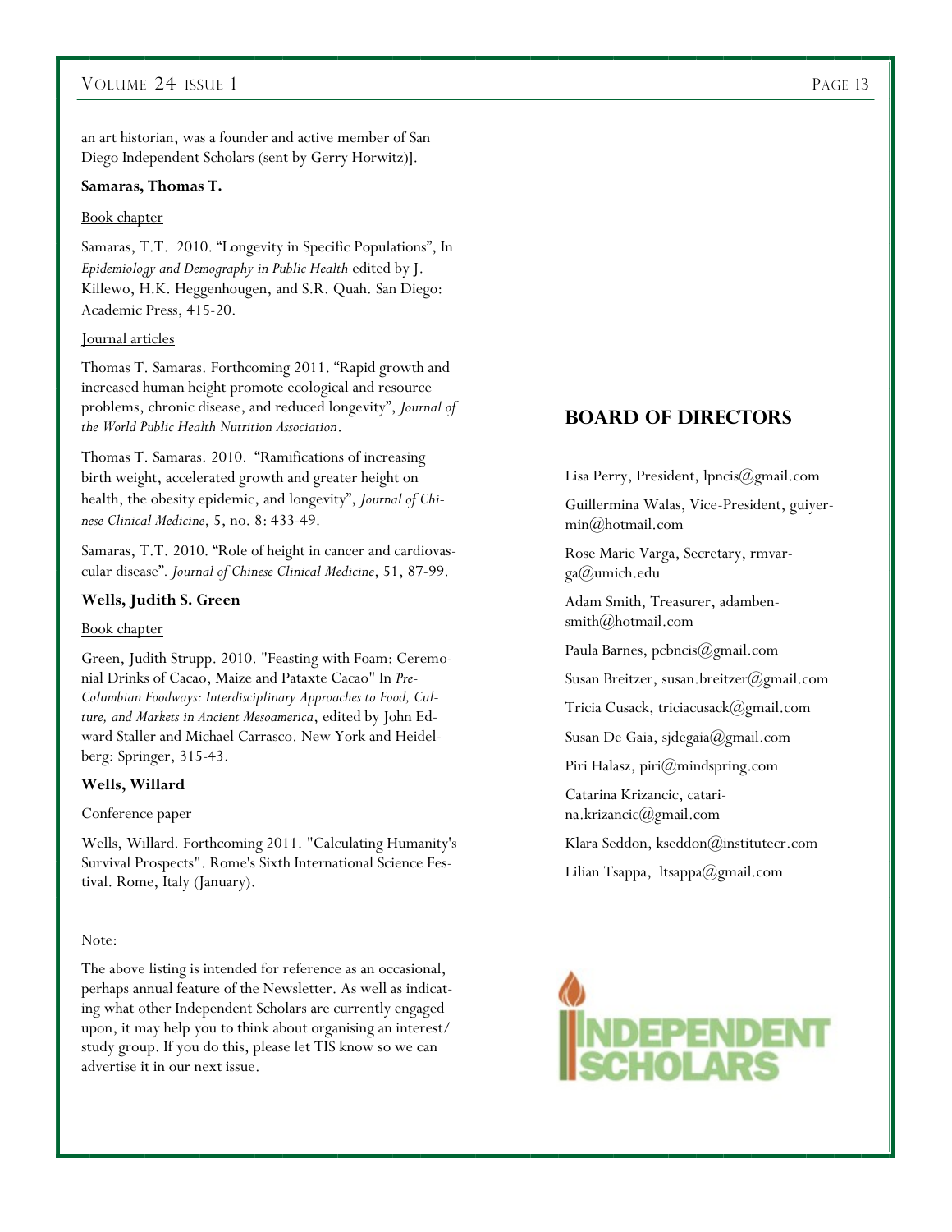an art historian, was a founder and active member of San Diego Independent Scholars (sent by Gerry Horwitz)].

**Samaras, Thomas T.**

Book chapter

Samaras, T.T. 2010. "Longevity in Specific Populations", In *Epidemiology and Demography in Public Health* edited by J. Killewo, H.K. Heggenhougen, and S.R. Quah. San Diego: Academic Press, 415-20.

Journal articles

Thomas T. Samaras. Forthcoming 2011. "Rapid growth and increased human height promote ecological and resource problems, chronic disease, and reduced longevity", *Journal of the World Public Health Nutrition Association*.

Thomas T. Samaras. 2010. "Ramifications of increasing birth weight, accelerated growth and greater height on health, the obesity epidemic, and longevity", *Journal of Chinese Clinical Medicine*, 5, no. 8: 433-49.

Samaras, T.T. 2010. "Role of height in cancer and cardiovascular disease". *Journal of Chinese Clinical Medicine*, 51, 87-99.

**Wells, Judith S. Green**

Book chapter

Green, Judith Strupp. 2010. "Feasting with Foam: Ceremonial Drinks of Cacao, Maize and Pataxte Cacao" In *Pre-Columbian Foodways: Interdisciplinary Approaches to Food, Culture, and Markets in Ancient Mesoamerica*, edited by John Edward Staller and Michael Carrasco. New York and Heidelberg: Springer, 315-43.

**Wells, Willard**

Conference paper

Wells, Willard. Forthcoming 2011. "Calculating Humanity's Survival Prospects". Rome's Sixth International Science Festival. Rome, Italy (January).

Note:

The above listing is intended for reference as an occasional, perhaps annual feature of the Newsletter. As well as indicating what other Independent Scholars are currently engaged upon, it may help you to think about organising an interest/study group. If you do this, please let TIS know so we can advertise it in our next issue.

## BOARD OF DIRECTORS

Lisa Perry, President, lpncis@gmail.com

Guillermina Walas, Vice-President, guiyermin@hotmail.com

Rose Marie Varga, Secretary, rmvarga@umich.edu

Adam Smith, Treasurer, adambensmith@hotmail.com

Paula Barnes, pcbncis@gmail.com

Susan Breitzer, susan.breitzer@gmail.com

Tricia Cusack, triciacusack@gmail.com

Susan De Gaia, sjdegaia@gmail.com

Piri Halasz, piri@mindspring.com

Catarina Krizancic, catarina.krizancic@gmail.com

Klara Seddon, kseddon@institutecr.com

Lilian Tsappa, ltsappa@gmail.com

INDEPENDENT SCHOLARS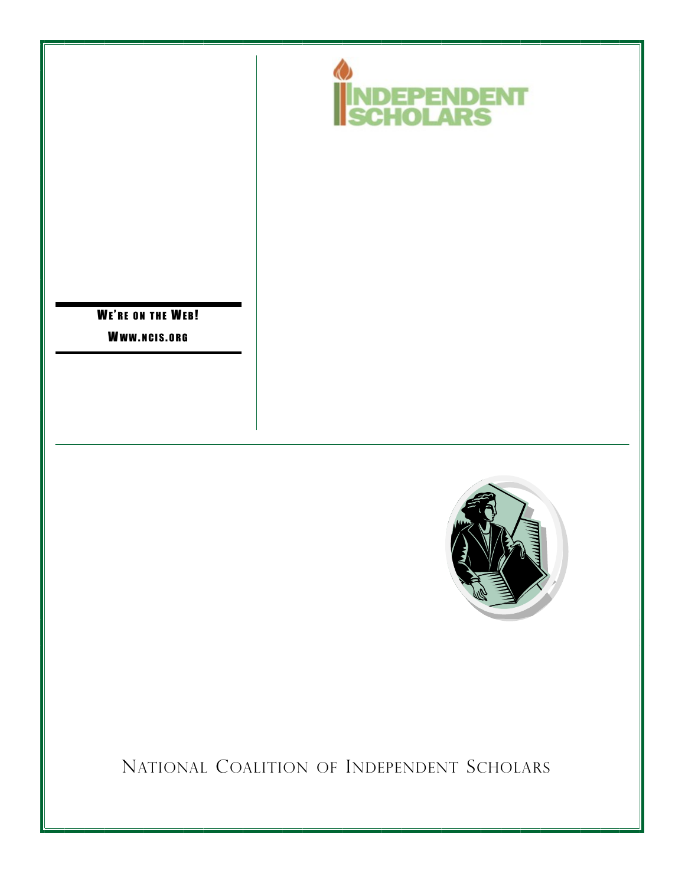We're on the Web!

Www.ncis.org

National Coalition of Independent Scholars